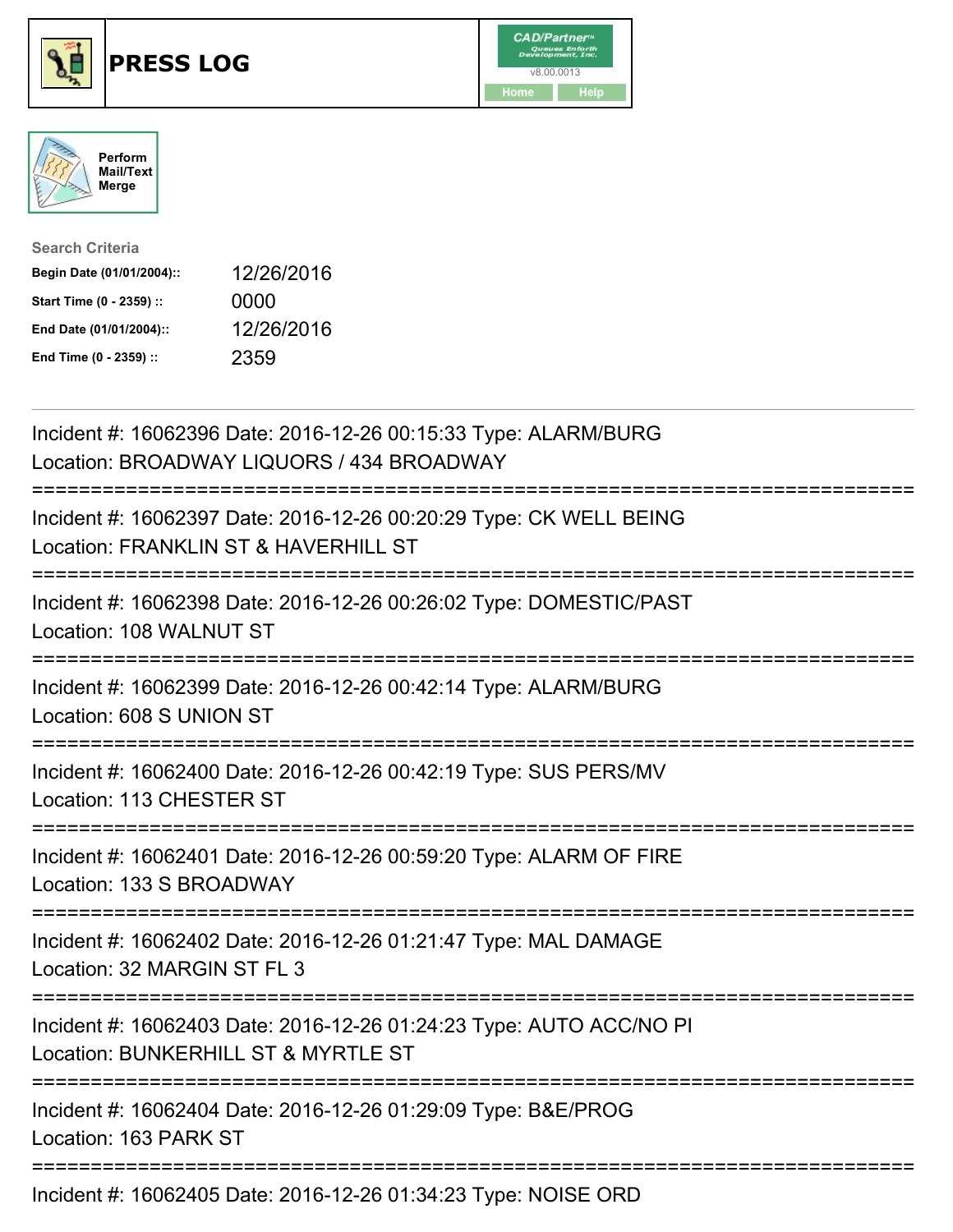# PRESS LOG

CAD/Partner™ v8.00.0013

Home | Help

Perform Mail/Text Merge

**Search Criteria**

| | |
|---|---|
| **Begin Date (01/01/2004)::** | 12/26/2016 |
| **Start Time (0 - 2359) ::** | 0000 |
| **End Date (01/01/2004)::** | 12/26/2016 |
| **End Time (0 - 2359) ::** | 2359 |

Incident #: 16062396 Date: 2016-12-26 00:15:33 Type: ALARM/BURG
Location: BROADWAY LIQUORS / 434 BROADWAY

===========================================================================

Incident #: 16062397 Date: 2016-12-26 00:20:29 Type: CK WELL BEING
Location: FRANKLIN ST & HAVERHILL ST

===========================================================================

Incident #: 16062398 Date: 2016-12-26 00:26:02 Type: DOMESTIC/PAST
Location: 108 WALNUT ST

===========================================================================

Incident #: 16062399 Date: 2016-12-26 00:42:14 Type: ALARM/BURG
Location: 608 S UNION ST

===========================================================================

Incident #: 16062400 Date: 2016-12-26 00:42:19 Type: SUS PERS/MV
Location: 113 CHESTER ST

===========================================================================

Incident #: 16062401 Date: 2016-12-26 00:59:20 Type: ALARM OF FIRE
Location: 133 S BROADWAY

===========================================================================

Incident #: 16062402 Date: 2016-12-26 01:21:47 Type: MAL DAMAGE
Location: 32 MARGIN ST FL 3

===========================================================================

Incident #: 16062403 Date: 2016-12-26 01:24:23 Type: AUTO ACC/NO PI
Location: BUNKERHILL ST & MYRTLE ST

===========================================================================

Incident #: 16062404 Date: 2016-12-26 01:29:09 Type: B&E/PROG
Location: 163 PARK ST

===========================================================================

Incident #: 16062405 Date: 2016-12-26 01:34:23 Type: NOISE ORD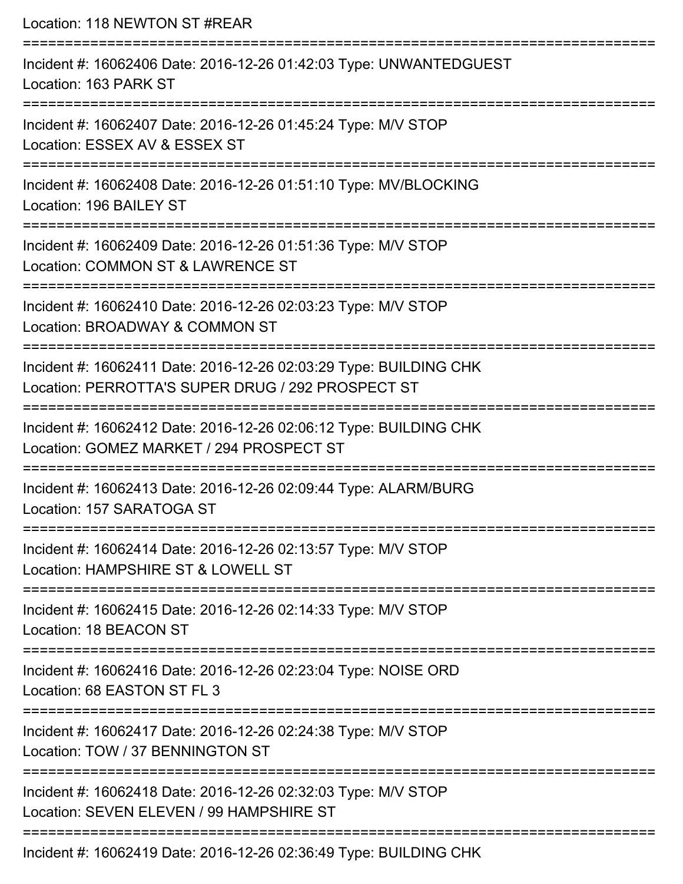Location: 118 NEWTON ST #REAR

===========================================================================

Incident #: 16062406 Date: 2016-12-26 01:42:03 Type: UNWANTEDGUEST
Location: 163 PARK ST

===========================================================================

Incident #: 16062407 Date: 2016-12-26 01:45:24 Type: M/V STOP
Location: ESSEX AV & ESSEX ST

===========================================================================

Incident #: 16062408 Date: 2016-12-26 01:51:10 Type: MV/BLOCKING
Location: 196 BAILEY ST

===========================================================================

Incident #: 16062409 Date: 2016-12-26 01:51:36 Type: M/V STOP
Location: COMMON ST & LAWRENCE ST

===========================================================================

Incident #: 16062410 Date: 2016-12-26 02:03:23 Type: M/V STOP
Location: BROADWAY & COMMON ST

===========================================================================

Incident #: 16062411 Date: 2016-12-26 02:03:29 Type: BUILDING CHK
Location: PERROTTA'S SUPER DRUG / 292 PROSPECT ST

===========================================================================

Incident #: 16062412 Date: 2016-12-26 02:06:12 Type: BUILDING CHK
Location: GOMEZ MARKET / 294 PROSPECT ST

===========================================================================

Incident #: 16062413 Date: 2016-12-26 02:09:44 Type: ALARM/BURG
Location: 157 SARATOGA ST

===========================================================================

Incident #: 16062414 Date: 2016-12-26 02:13:57 Type: M/V STOP
Location: HAMPSHIRE ST & LOWELL ST

===========================================================================

Incident #: 16062415 Date: 2016-12-26 02:14:33 Type: M/V STOP
Location: 18 BEACON ST

===========================================================================

Incident #: 16062416 Date: 2016-12-26 02:23:04 Type: NOISE ORD
Location: 68 EASTON ST FL 3

===========================================================================

Incident #: 16062417 Date: 2016-12-26 02:24:38 Type: M/V STOP
Location: TOW / 37 BENNINGTON ST

===========================================================================

Incident #: 16062418 Date: 2016-12-26 02:32:03 Type: M/V STOP
Location: SEVEN ELEVEN / 99 HAMPSHIRE ST

===========================================================================

Incident #: 16062419 Date: 2016-12-26 02:36:49 Type: BUILDING CHK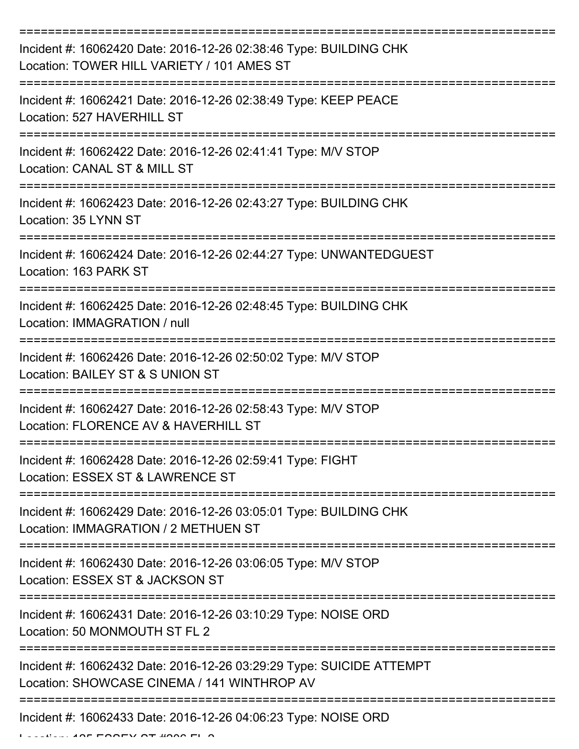===========================================================================

Incident #: 16062420 Date: 2016-12-26 02:38:46 Type: BUILDING CHK
Location: TOWER HILL VARIETY / 101 AMES ST

===========================================================================

Incident #: 16062421 Date: 2016-12-26 02:38:49 Type: KEEP PEACE
Location: 527 HAVERHILL ST

===========================================================================

Incident #: 16062422 Date: 2016-12-26 02:41:41 Type: M/V STOP
Location: CANAL ST & MILL ST

===========================================================================

Incident #: 16062423 Date: 2016-12-26 02:43:27 Type: BUILDING CHK
Location: 35 LYNN ST

===========================================================================

Incident #: 16062424 Date: 2016-12-26 02:44:27 Type: UNWANTEDGUEST
Location: 163 PARK ST

===========================================================================

Incident #: 16062425 Date: 2016-12-26 02:48:45 Type: BUILDING CHK
Location: IMMAGRATION / null

===========================================================================

Incident #: 16062426 Date: 2016-12-26 02:50:02 Type: M/V STOP
Location: BAILEY ST & S UNION ST

===========================================================================

Incident #: 16062427 Date: 2016-12-26 02:58:43 Type: M/V STOP
Location: FLORENCE AV & HAVERHILL ST

===========================================================================

Incident #: 16062428 Date: 2016-12-26 02:59:41 Type: FIGHT
Location: ESSEX ST & LAWRENCE ST

===========================================================================

Incident #: 16062429 Date: 2016-12-26 03:05:01 Type: BUILDING CHK
Location: IMMAGRATION / 2 METHUEN ST

===========================================================================

Incident #: 16062430 Date: 2016-12-26 03:06:05 Type: M/V STOP
Location: ESSEX ST & JACKSON ST

===========================================================================

Incident #: 16062431 Date: 2016-12-26 03:10:29 Type: NOISE ORD
Location: 50 MONMOUTH ST FL 2

===========================================================================

Incident #: 16062432 Date: 2016-12-26 03:29:29 Type: SUICIDE ATTEMPT
Location: SHOWCASE CINEMA / 141 WINTHROP AV

===========================================================================

Incident #: 16062433 Date: 2016-12-26 04:06:23 Type: NOISE ORD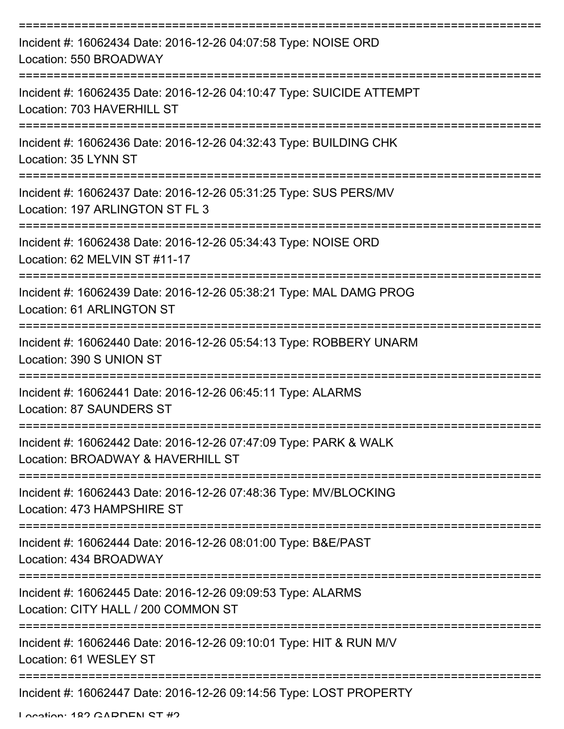===========================================================================

Incident #: 16062434 Date: 2016-12-26 04:07:58 Type: NOISE ORD
Location: 550 BROADWAY

===========================================================================

Incident #: 16062435 Date: 2016-12-26 04:10:47 Type: SUICIDE ATTEMPT
Location: 703 HAVERHILL ST

===========================================================================

Incident #: 16062436 Date: 2016-12-26 04:32:43 Type: BUILDING CHK
Location: 35 LYNN ST

===========================================================================

Incident #: 16062437 Date: 2016-12-26 05:31:25 Type: SUS PERS/MV
Location: 197 ARLINGTON ST FL 3

===========================================================================

Incident #: 16062438 Date: 2016-12-26 05:34:43 Type: NOISE ORD
Location: 62 MELVIN ST #11-17

===========================================================================

Incident #: 16062439 Date: 2016-12-26 05:38:21 Type: MAL DAMG PROG
Location: 61 ARLINGTON ST

===========================================================================

Incident #: 16062440 Date: 2016-12-26 05:54:13 Type: ROBBERY UNARM
Location: 390 S UNION ST

===========================================================================

Incident #: 16062441 Date: 2016-12-26 06:45:11 Type: ALARMS
Location: 87 SAUNDERS ST

===========================================================================

Incident #: 16062442 Date: 2016-12-26 07:47:09 Type: PARK & WALK
Location: BROADWAY & HAVERHILL ST

===========================================================================

Incident #: 16062443 Date: 2016-12-26 07:48:36 Type: MV/BLOCKING
Location: 473 HAMPSHIRE ST

===========================================================================

Incident #: 16062444 Date: 2016-12-26 08:01:00 Type: B&E/PAST
Location: 434 BROADWAY

===========================================================================

Incident #: 16062445 Date: 2016-12-26 09:09:53 Type: ALARMS
Location: CITY HALL / 200 COMMON ST

===========================================================================

Incident #: 16062446 Date: 2016-12-26 09:10:01 Type: HIT & RUN M/V
Location: 61 WESLEY ST

===========================================================================

Incident #: 16062447 Date: 2016-12-26 09:14:56 Type: LOST PROPERTY
Location: 182 GARDEN ST #2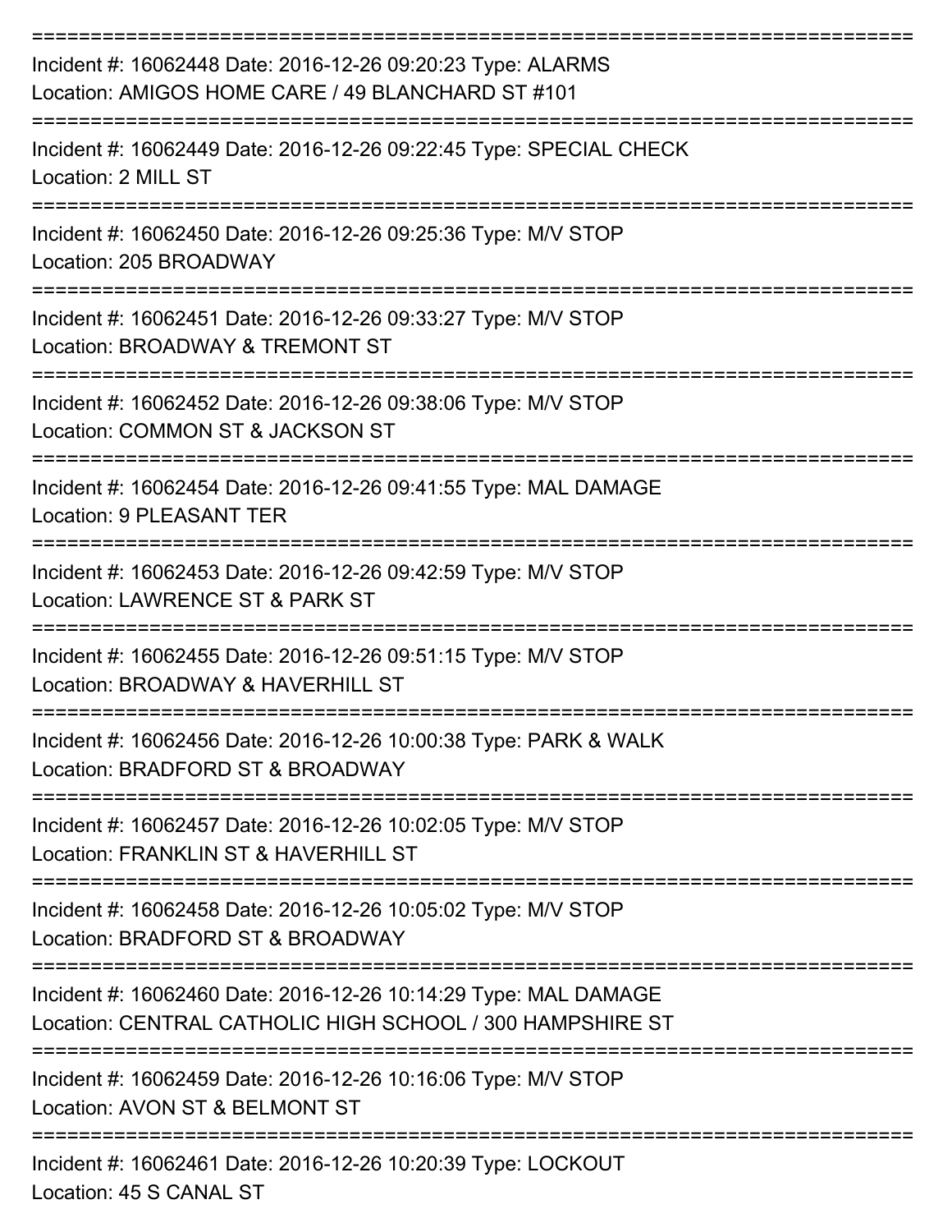===========================================================================

Incident #: 16062448 Date: 2016-12-26 09:20:23 Type: ALARMS
Location: AMIGOS HOME CARE / 49 BLANCHARD ST #101

===========================================================================

Incident #: 16062449 Date: 2016-12-26 09:22:45 Type: SPECIAL CHECK
Location: 2 MILL ST

===========================================================================

Incident #: 16062450 Date: 2016-12-26 09:25:36 Type: M/V STOP
Location: 205 BROADWAY

===========================================================================

Incident #: 16062451 Date: 2016-12-26 09:33:27 Type: M/V STOP
Location: BROADWAY & TREMONT ST

===========================================================================

Incident #: 16062452 Date: 2016-12-26 09:38:06 Type: M/V STOP
Location: COMMON ST & JACKSON ST

===========================================================================

Incident #: 16062454 Date: 2016-12-26 09:41:55 Type: MAL DAMAGE
Location: 9 PLEASANT TER

===========================================================================

Incident #: 16062453 Date: 2016-12-26 09:42:59 Type: M/V STOP
Location: LAWRENCE ST & PARK ST

===========================================================================

Incident #: 16062455 Date: 2016-12-26 09:51:15 Type: M/V STOP
Location: BROADWAY & HAVERHILL ST

===========================================================================

Incident #: 16062456 Date: 2016-12-26 10:00:38 Type: PARK & WALK
Location: BRADFORD ST & BROADWAY

===========================================================================

Incident #: 16062457 Date: 2016-12-26 10:02:05 Type: M/V STOP
Location: FRANKLIN ST & HAVERHILL ST

===========================================================================

Incident #: 16062458 Date: 2016-12-26 10:05:02 Type: M/V STOP
Location: BRADFORD ST & BROADWAY

===========================================================================

Incident #: 16062460 Date: 2016-12-26 10:14:29 Type: MAL DAMAGE
Location: CENTRAL CATHOLIC HIGH SCHOOL / 300 HAMPSHIRE ST

===========================================================================

Incident #: 16062459 Date: 2016-12-26 10:16:06 Type: M/V STOP
Location: AVON ST & BELMONT ST

===========================================================================

Incident #: 16062461 Date: 2016-12-26 10:20:39 Type: LOCKOUT
Location: 45 S CANAL ST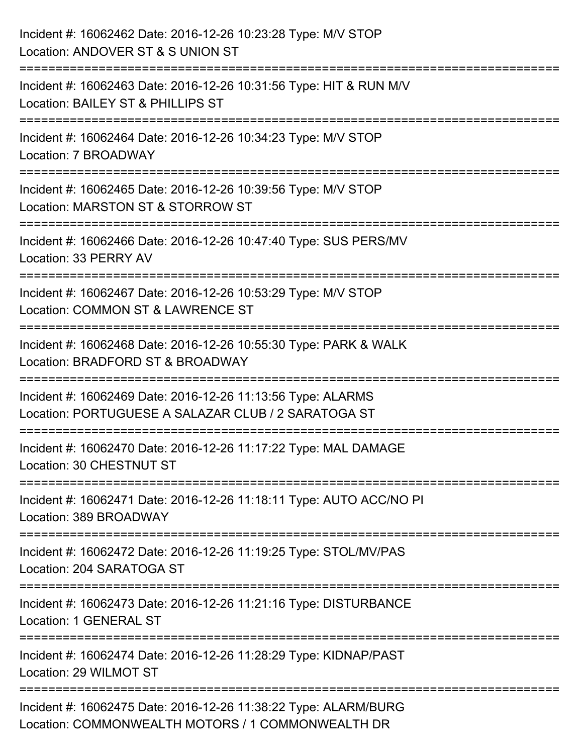Incident #: 16062462 Date: 2016-12-26 10:23:28 Type: M/V STOP
Location: ANDOVER ST & S UNION ST

===========================================================================

Incident #: 16062463 Date: 2016-12-26 10:31:56 Type: HIT & RUN M/V
Location: BAILEY ST & PHILLIPS ST

===========================================================================

Incident #: 16062464 Date: 2016-12-26 10:34:23 Type: M/V STOP
Location: 7 BROADWAY

===========================================================================

Incident #: 16062465 Date: 2016-12-26 10:39:56 Type: M/V STOP
Location: MARSTON ST & STORROW ST

===========================================================================

Incident #: 16062466 Date: 2016-12-26 10:47:40 Type: SUS PERS/MV
Location: 33 PERRY AV

===========================================================================

Incident #: 16062467 Date: 2016-12-26 10:53:29 Type: M/V STOP
Location: COMMON ST & LAWRENCE ST

===========================================================================

Incident #: 16062468 Date: 2016-12-26 10:55:30 Type: PARK & WALK
Location: BRADFORD ST & BROADWAY

===========================================================================

Incident #: 16062469 Date: 2016-12-26 11:13:56 Type: ALARMS
Location: PORTUGUESE A SALAZAR CLUB / 2 SARATOGA ST

===========================================================================

Incident #: 16062470 Date: 2016-12-26 11:17:22 Type: MAL DAMAGE
Location: 30 CHESTNUT ST

===========================================================================

Incident #: 16062471 Date: 2016-12-26 11:18:11 Type: AUTO ACC/NO PI
Location: 389 BROADWAY

===========================================================================

Incident #: 16062472 Date: 2016-12-26 11:19:25 Type: STOL/MV/PAS
Location: 204 SARATOGA ST

===========================================================================

Incident #: 16062473 Date: 2016-12-26 11:21:16 Type: DISTURBANCE
Location: 1 GENERAL ST

===========================================================================

Incident #: 16062474 Date: 2016-12-26 11:28:29 Type: KIDNAP/PAST
Location: 29 WILMOT ST

===========================================================================

Incident #: 16062475 Date: 2016-12-26 11:38:22 Type: ALARM/BURG
Location: COMMONWEALTH MOTORS / 1 COMMONWEALTH DR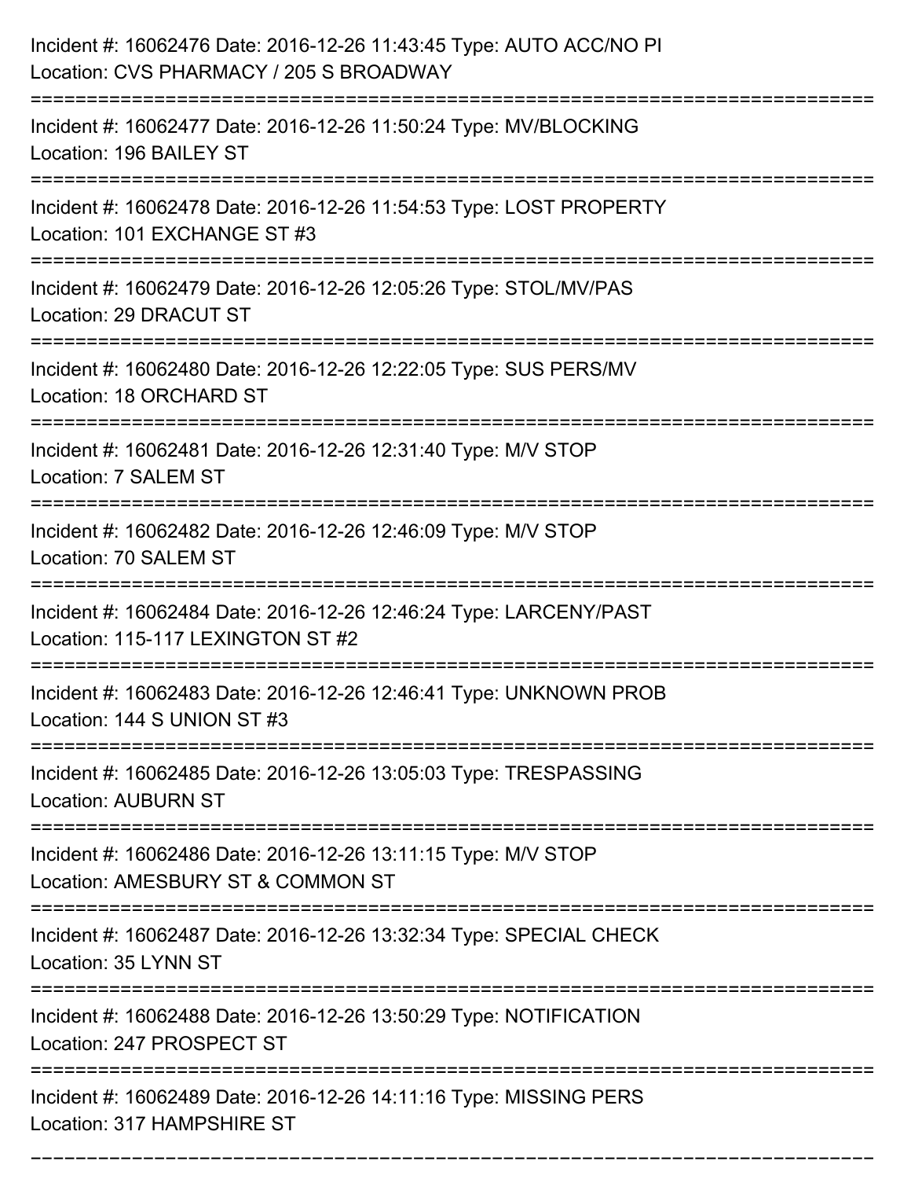Incident #: 16062476 Date: 2016-12-26 11:43:45 Type: AUTO ACC/NO PI
Location: CVS PHARMACY / 205 S BROADWAY

===========================================================================

Incident #: 16062477 Date: 2016-12-26 11:50:24 Type: MV/BLOCKING
Location: 196 BAILEY ST

===========================================================================

Incident #: 16062478 Date: 2016-12-26 11:54:53 Type: LOST PROPERTY
Location: 101 EXCHANGE ST #3

===========================================================================

Incident #: 16062479 Date: 2016-12-26 12:05:26 Type: STOL/MV/PAS
Location: 29 DRACUT ST

===========================================================================

Incident #: 16062480 Date: 2016-12-26 12:22:05 Type: SUS PERS/MV
Location: 18 ORCHARD ST

===========================================================================

Incident #: 16062481 Date: 2016-12-26 12:31:40 Type: M/V STOP
Location: 7 SALEM ST

===========================================================================

Incident #: 16062482 Date: 2016-12-26 12:46:09 Type: M/V STOP
Location: 70 SALEM ST

===========================================================================

Incident #: 16062484 Date: 2016-12-26 12:46:24 Type: LARCENY/PAST
Location: 115-117 LEXINGTON ST #2

===========================================================================

Incident #: 16062483 Date: 2016-12-26 12:46:41 Type: UNKNOWN PROB
Location: 144 S UNION ST #3

===========================================================================

Incident #: 16062485 Date: 2016-12-26 13:05:03 Type: TRESPASSING
Location: AUBURN ST

===========================================================================

Incident #: 16062486 Date: 2016-12-26 13:11:15 Type: M/V STOP
Location: AMESBURY ST & COMMON ST

===========================================================================

Incident #: 16062487 Date: 2016-12-26 13:32:34 Type: SPECIAL CHECK
Location: 35 LYNN ST

===========================================================================

Incident #: 16062488 Date: 2016-12-26 13:50:29 Type: NOTIFICATION
Location: 247 PROSPECT ST

===========================================================================

Incident #: 16062489 Date: 2016-12-26 14:11:16 Type: MISSING PERS
Location: 317 HAMPSHIRE ST

===========================================================================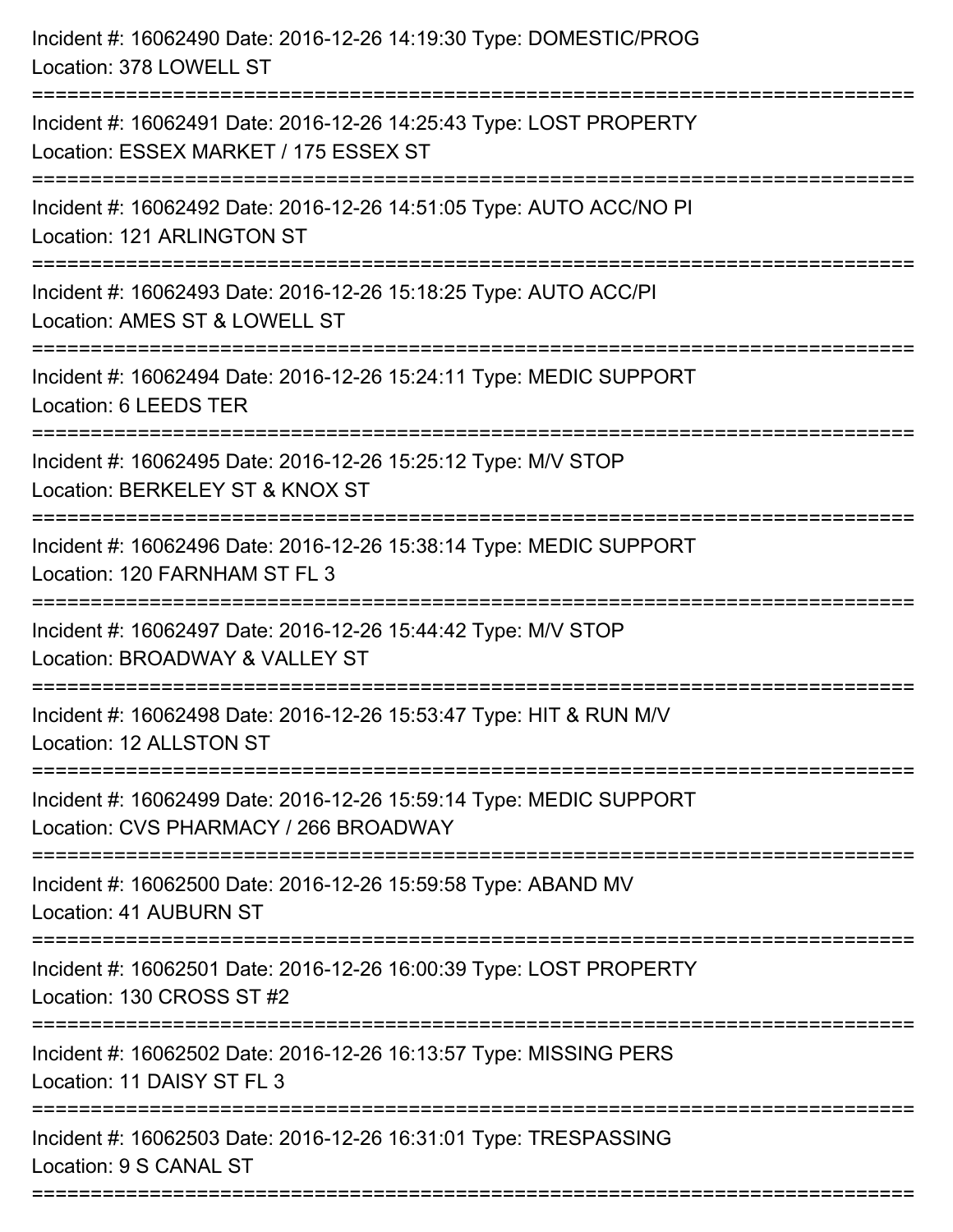Incident #: 16062490 Date: 2016-12-26 14:19:30 Type: DOMESTIC/PROG
Location: 378 LOWELL ST

===========================================================================

Incident #: 16062491 Date: 2016-12-26 14:25:43 Type: LOST PROPERTY
Location: ESSEX MARKET / 175 ESSEX ST

===========================================================================

Incident #: 16062492 Date: 2016-12-26 14:51:05 Type: AUTO ACC/NO PI
Location: 121 ARLINGTON ST

===========================================================================

Incident #: 16062493 Date: 2016-12-26 15:18:25 Type: AUTO ACC/PI
Location: AMES ST & LOWELL ST

===========================================================================

Incident #: 16062494 Date: 2016-12-26 15:24:11 Type: MEDIC SUPPORT
Location: 6 LEEDS TER

===========================================================================

Incident #: 16062495 Date: 2016-12-26 15:25:12 Type: M/V STOP
Location: BERKELEY ST & KNOX ST

===========================================================================

Incident #: 16062496 Date: 2016-12-26 15:38:14 Type: MEDIC SUPPORT
Location: 120 FARNHAM ST FL 3

===========================================================================

Incident #: 16062497 Date: 2016-12-26 15:44:42 Type: M/V STOP
Location: BROADWAY & VALLEY ST

===========================================================================

Incident #: 16062498 Date: 2016-12-26 15:53:47 Type: HIT & RUN M/V
Location: 12 ALLSTON ST

===========================================================================

Incident #: 16062499 Date: 2016-12-26 15:59:14 Type: MEDIC SUPPORT
Location: CVS PHARMACY / 266 BROADWAY

===========================================================================

Incident #: 16062500 Date: 2016-12-26 15:59:58 Type: ABAND MV
Location: 41 AUBURN ST

===========================================================================

Incident #: 16062501 Date: 2016-12-26 16:00:39 Type: LOST PROPERTY
Location: 130 CROSS ST #2

===========================================================================

Incident #: 16062502 Date: 2016-12-26 16:13:57 Type: MISSING PERS
Location: 11 DAISY ST FL 3

===========================================================================

Incident #: 16062503 Date: 2016-12-26 16:31:01 Type: TRESPASSING
Location: 9 S CANAL ST

===========================================================================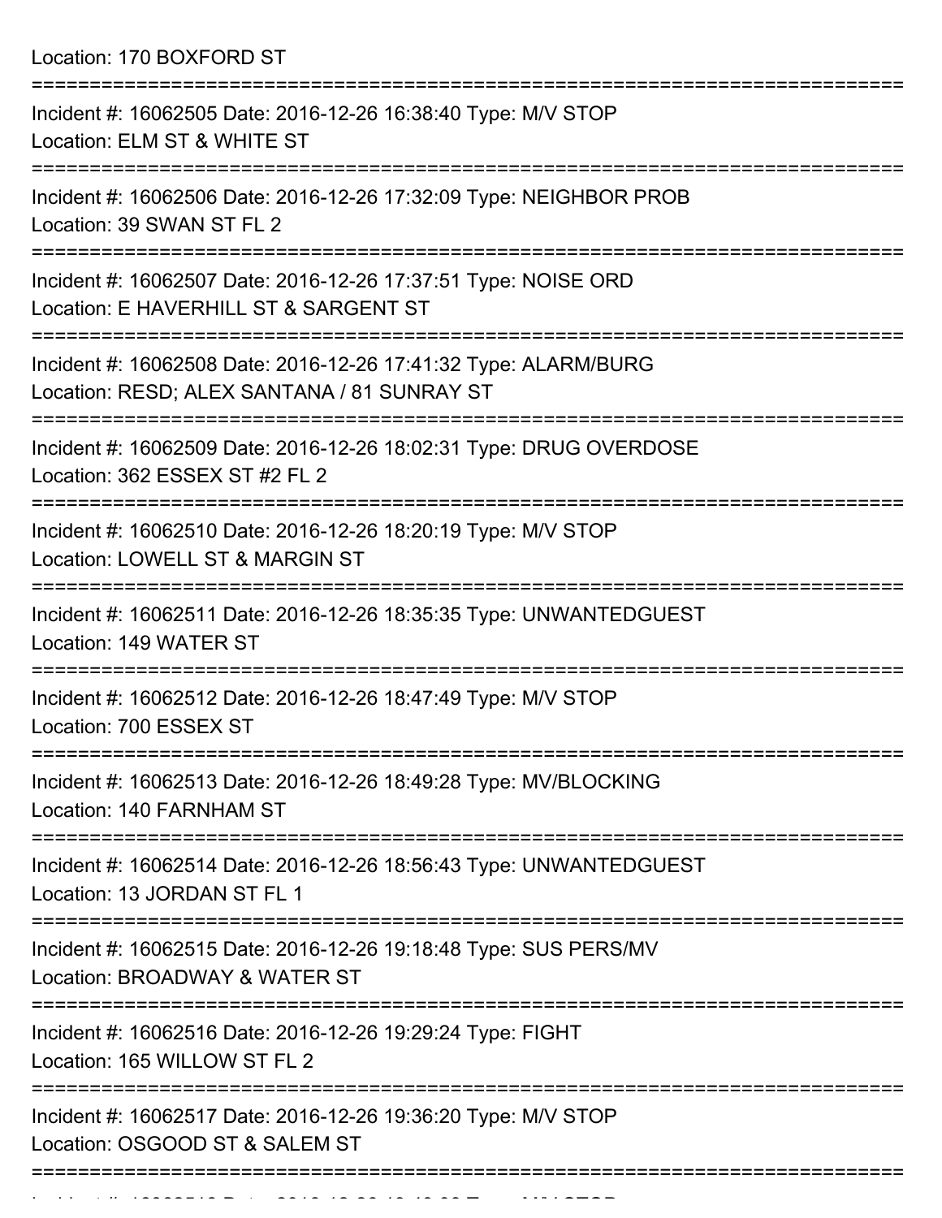Location: 170 BOXFORD ST

===========================================================================

Incident #: 16062505 Date: 2016-12-26 16:38:40 Type: M/V STOP
Location: ELM ST & WHITE ST

===========================================================================

Incident #: 16062506 Date: 2016-12-26 17:32:09 Type: NEIGHBOR PROB
Location: 39 SWAN ST FL 2

===========================================================================

Incident #: 16062507 Date: 2016-12-26 17:37:51 Type: NOISE ORD
Location: E HAVERHILL ST & SARGENT ST

===========================================================================

Incident #: 16062508 Date: 2016-12-26 17:41:32 Type: ALARM/BURG
Location: RESD; ALEX SANTANA / 81 SUNRAY ST

===========================================================================

Incident #: 16062509 Date: 2016-12-26 18:02:31 Type: DRUG OVERDOSE
Location: 362 ESSEX ST #2 FL 2

===========================================================================

Incident #: 16062510 Date: 2016-12-26 18:20:19 Type: M/V STOP
Location: LOWELL ST & MARGIN ST

===========================================================================

Incident #: 16062511 Date: 2016-12-26 18:35:35 Type: UNWANTEDGUEST
Location: 149 WATER ST

===========================================================================

Incident #: 16062512 Date: 2016-12-26 18:47:49 Type: M/V STOP
Location: 700 ESSEX ST

===========================================================================

Incident #: 16062513 Date: 2016-12-26 18:49:28 Type: MV/BLOCKING
Location: 140 FARNHAM ST

===========================================================================

Incident #: 16062514 Date: 2016-12-26 18:56:43 Type: UNWANTEDGUEST
Location: 13 JORDAN ST FL 1

===========================================================================

Incident #: 16062515 Date: 2016-12-26 19:18:48 Type: SUS PERS/MV
Location: BROADWAY & WATER ST

===========================================================================

Incident #: 16062516 Date: 2016-12-26 19:29:24 Type: FIGHT
Location: 165 WILLOW ST FL 2

===========================================================================

Incident #: 16062517 Date: 2016-12-26 19:36:20 Type: M/V STOP
Location: OSGOOD ST & SALEM ST

===========================================================================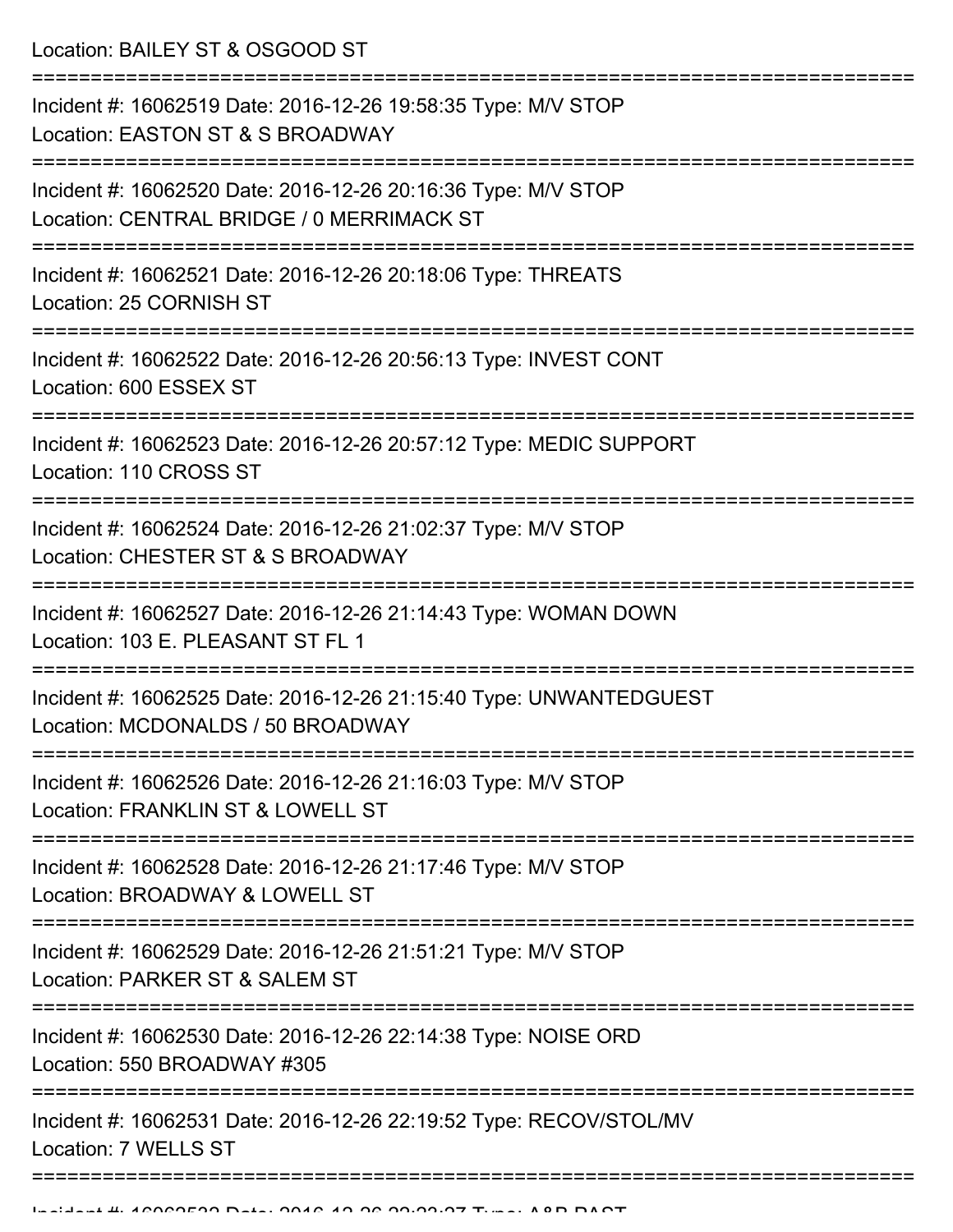Location: BAILEY ST & OSGOOD ST

===========================================================================

Incident #: 16062519 Date: 2016-12-26 19:58:35 Type: M/V STOP
Location: EASTON ST & S BROADWAY

===========================================================================

Incident #: 16062520 Date: 2016-12-26 20:16:36 Type: M/V STOP
Location: CENTRAL BRIDGE / 0 MERRIMACK ST

===========================================================================

Incident #: 16062521 Date: 2016-12-26 20:18:06 Type: THREATS
Location: 25 CORNISH ST

===========================================================================

Incident #: 16062522 Date: 2016-12-26 20:56:13 Type: INVEST CONT
Location: 600 ESSEX ST

===========================================================================

Incident #: 16062523 Date: 2016-12-26 20:57:12 Type: MEDIC SUPPORT
Location: 110 CROSS ST

===========================================================================

Incident #: 16062524 Date: 2016-12-26 21:02:37 Type: M/V STOP
Location: CHESTER ST & S BROADWAY

===========================================================================

Incident #: 16062527 Date: 2016-12-26 21:14:43 Type: WOMAN DOWN
Location: 103 E. PLEASANT ST FL 1

===========================================================================

Incident #: 16062525 Date: 2016-12-26 21:15:40 Type: UNWANTEDGUEST
Location: MCDONALDS / 50 BROADWAY

===========================================================================

Incident #: 16062526 Date: 2016-12-26 21:16:03 Type: M/V STOP
Location: FRANKLIN ST & LOWELL ST

===========================================================================

Incident #: 16062528 Date: 2016-12-26 21:17:46 Type: M/V STOP
Location: BROADWAY & LOWELL ST

===========================================================================

Incident #: 16062529 Date: 2016-12-26 21:51:21 Type: M/V STOP
Location: PARKER ST & SALEM ST

===========================================================================

Incident #: 16062530 Date: 2016-12-26 22:14:38 Type: NOISE ORD
Location: 550 BROADWAY #305

===========================================================================

Incident #: 16062531 Date: 2016-12-26 22:19:52 Type: RECOV/STOL/MV
Location: 7 WELLS ST

===========================================================================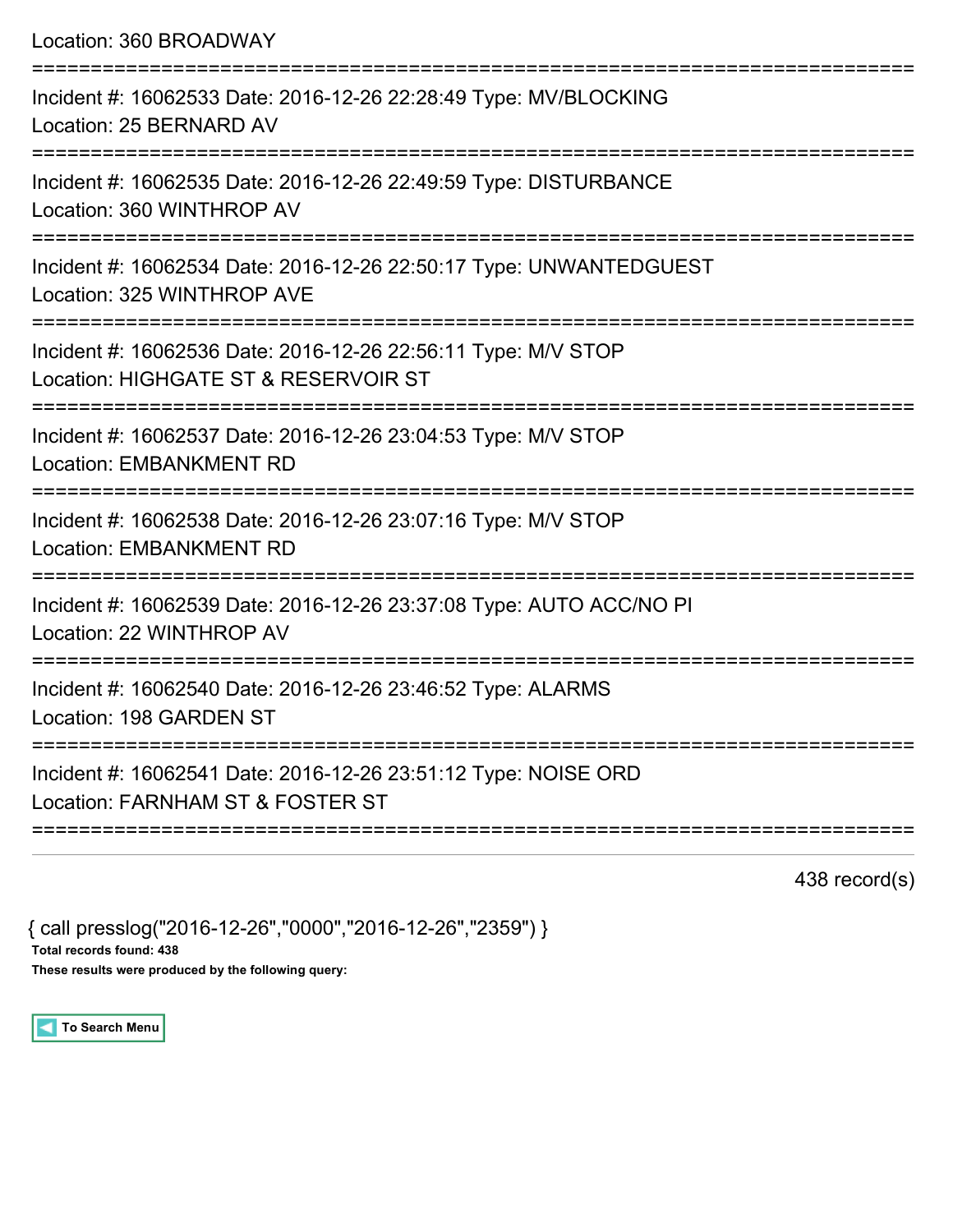Location: 360 BROADWAY

===========================================================================

Incident #: 16062533 Date: 2016-12-26 22:28:49 Type: MV/BLOCKING
Location: 25 BERNARD AV

===========================================================================

Incident #: 16062535 Date: 2016-12-26 22:49:59 Type: DISTURBANCE
Location: 360 WINTHROP AV

===========================================================================

Incident #: 16062534 Date: 2016-12-26 22:50:17 Type: UNWANTEDGUEST
Location: 325 WINTHROP AVE

===========================================================================

Incident #: 16062536 Date: 2016-12-26 22:56:11 Type: M/V STOP
Location: HIGHGATE ST & RESERVOIR ST

===========================================================================

Incident #: 16062537 Date: 2016-12-26 23:04:53 Type: M/V STOP
Location: EMBANKMENT RD

===========================================================================

Incident #: 16062538 Date: 2016-12-26 23:07:16 Type: M/V STOP
Location: EMBANKMENT RD

===========================================================================

Incident #: 16062539 Date: 2016-12-26 23:37:08 Type: AUTO ACC/NO PI
Location: 22 WINTHROP AV

===========================================================================

Incident #: 16062540 Date: 2016-12-26 23:46:52 Type: ALARMS
Location: 198 GARDEN ST

===========================================================================

Incident #: 16062541 Date: 2016-12-26 23:51:12 Type: NOISE ORD
Location: FARNHAM ST & FOSTER ST

===========================================================================

438 record(s)

{ call presslog("2016-12-26","0000","2016-12-26","2359") }

**Total records found: 438**

**These results were produced by the following query:**

To Search Menu